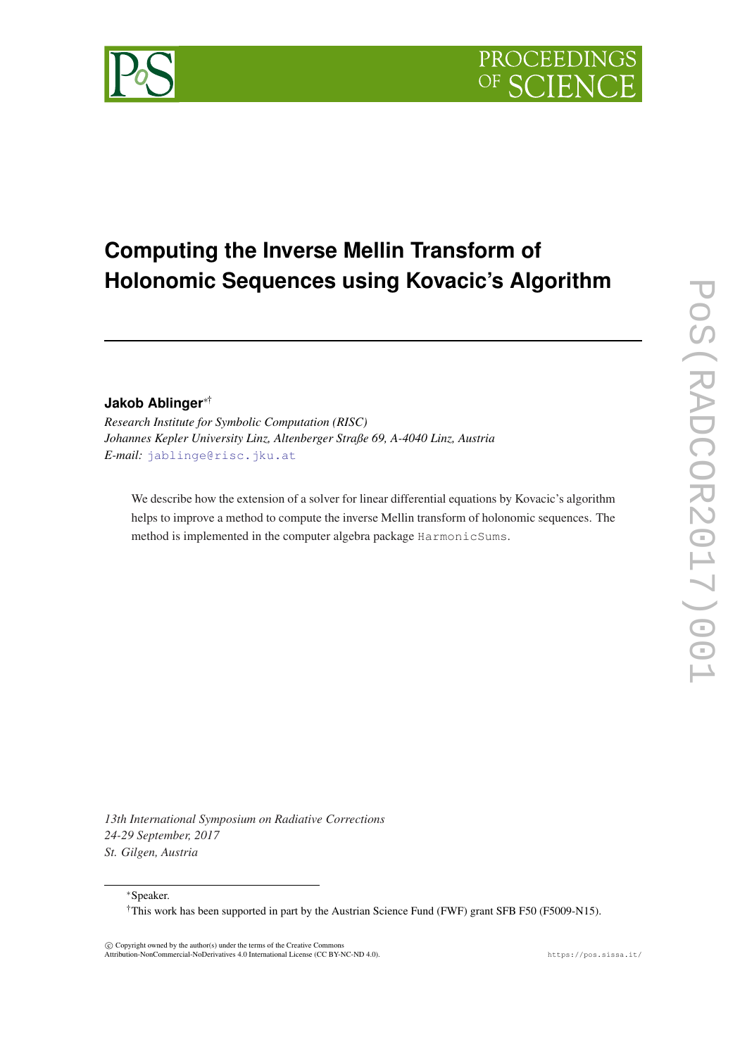# Computing the Inverse Mellin Transform of Holonomic Sequences using Kovacic's Algorithm

**Jakob Ablinger**[*†]

*Research Institute for Symbolic Computation (RISC)*
*Johannes Kepler University Linz, Altenberger Straße 69, A-4040 Linz, Austria*
*E-mail:* jablinge@risc.jku.at

We describe how the extension of a solver for linear differential equations by Kovacic's algorithm helps to improve a method to compute the inverse Mellin transform of holonomic sequences. The method is implemented in the computer algebra package `HarmonicSums`.

*13th International Symposium on Radiative Corrections*
*24-29 September, 2017*
*St. Gilgen, Austria*

[*]Speaker.

[†]This work has been supported in part by the Austrian Science Fund (FWF) grant SFB F50 (F5009-N15).

© Copyright owned by the author(s) under the terms of the Creative Commons Attribution-NonCommercial-NoDerivatives 4.0 International License (CC BY-NC-ND 4.0).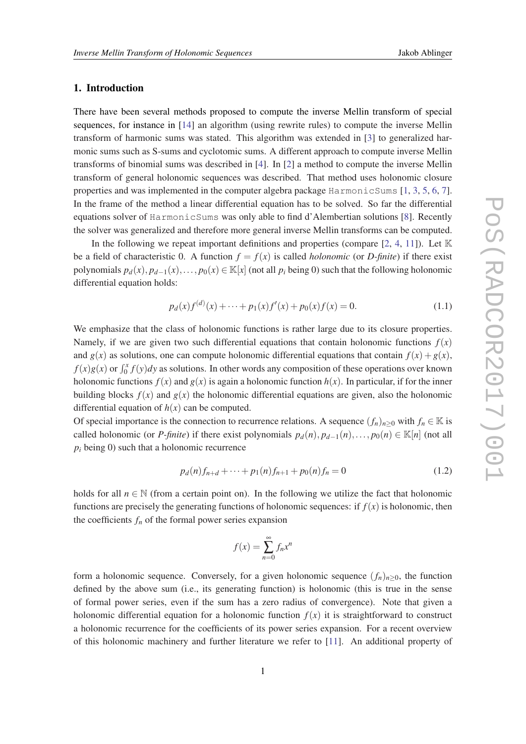## 1. Introduction

There have been several methods proposed to compute the inverse Mellin transform of special sequences, for instance in [14] an algorithm (using rewrite rules) to compute the inverse Mellin transform of harmonic sums was stated. This algorithm was extended in [3] to generalized harmonic sums such as S-sums and cyclotomic sums. A different approach to compute inverse Mellin transforms of binomial sums was described in [4]. In [2] a method to compute the inverse Mellin transform of general holonomic sequences was described. That method uses holonomic closure properties and was implemented in the computer algebra package `HarmonicSums` [1, 3, 5, 6, 7]. In the frame of the method a linear differential equation has to be solved. So far the differential equations solver of `HarmonicSums` was only able to find d'Alembertian solutions [8]. Recently the solver was generalized and therefore more general inverse Mellin transforms can be computed.

In the following we repeat important definitions and properties (compare [2, 4, 11]). Let $\mathbb{K}$ be a field of characteristic 0. A function $f = f(x)$ is called *holonomic* (or *D-finite*) if there exist polynomials $p_d(x), p_{d-1}(x), \ldots, p_0(x) \in \mathbb{K}[x]$ (not all $p_i$ being 0) such that the following holonomic differential equation holds:

$$p_d(x)f^{(d)}(x) + \cdots + p_1(x)f'(x) + p_0(x)f(x) = 0. \tag{1.1}$$

We emphasize that the class of holonomic functions is rather large due to its closure properties. Namely, if we are given two such differential equations that contain holonomic functions $f(x)$ and $g(x)$ as solutions, one can compute holonomic differential equations that contain $f(x) + g(x)$, $f(x)g(x)$ or $\int_0^x f(y)dy$ as solutions. In other words any composition of these operations over known holonomic functions $f(x)$ and $g(x)$ is again a holonomic function $h(x)$. In particular, if for the inner building blocks $f(x)$ and $g(x)$ the holonomic differential equations are given, also the holonomic differential equation of $h(x)$ can be computed.

Of special importance is the connection to recurrence relations. A sequence $(f_n)_{n\geq 0}$ with $f_n \in \mathbb{K}$ is called holonomic (or *P-finite*) if there exist polynomials $p_d(n), p_{d-1}(n), \ldots, p_0(n) \in \mathbb{K}[n]$ (not all $p_i$ being 0) such that a holonomic recurrence

$$p_d(n)f_{n+d} + \cdots + p_1(n)f_{n+1} + p_0(n)f_n = 0 \tag{1.2}$$

holds for all $n \in \mathbb{N}$ (from a certain point on). In the following we utilize the fact that holonomic functions are precisely the generating functions of holonomic sequences: if $f(x)$ is holonomic, then the coefficients $f_n$ of the formal power series expansion

$$f(x) = \sum_{n=0}^{\infty} f_n x^n$$

form a holonomic sequence. Conversely, for a given holonomic sequence $(f_n)_{n\geq 0}$, the function defined by the above sum (i.e., its generating function) is holonomic (this is true in the sense of formal power series, even if the sum has a zero radius of convergence). Note that given a holonomic differential equation for a holonomic function $f(x)$ it is straightforward to construct a holonomic recurrence for the coefficients of its power series expansion. For a recent overview of this holonomic machinery and further literature we refer to [11]. An additional property of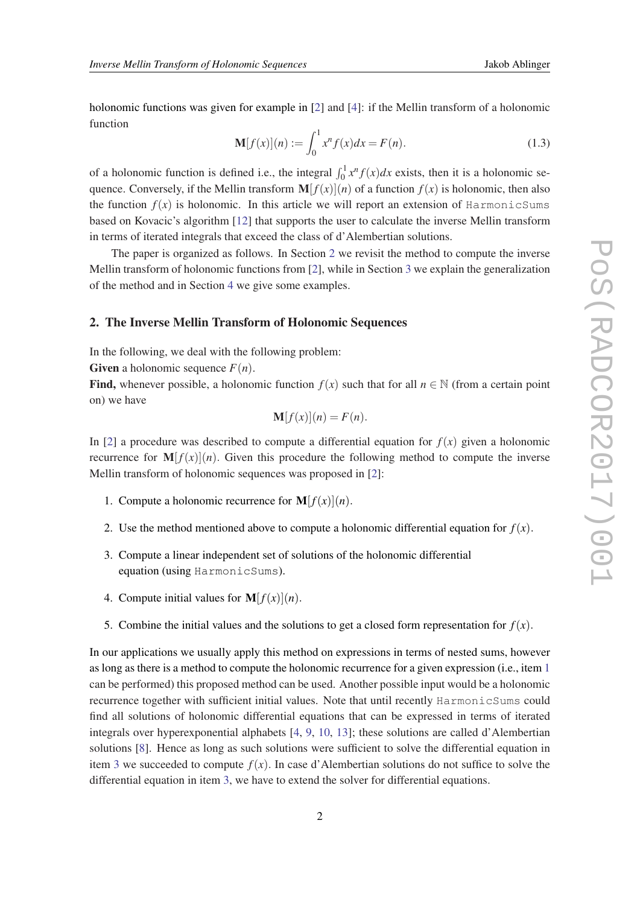holonomic functions was given for example in [2] and [4]: if the Mellin transform of a holonomic function

$$\mathbf{M}[f(x)](n) := \int_0^1 x^n f(x) dx = F(n). \tag{1.3}$$

of a holonomic function is defined i.e., the integral $\int_0^1 x^n f(x)dx$ exists, then it is a holonomic sequence. Conversely, if the Mellin transform $\mathbf{M}[f(x)](n)$ of a function $f(x)$ is holonomic, then also the function $f(x)$ is holonomic. In this article we will report an extension of `HarmonicSums` based on Kovacic's algorithm [12] that supports the user to calculate the inverse Mellin transform in terms of iterated integrals that exceed the class of d'Alembertian solutions.

The paper is organized as follows. In Section 2 we revisit the method to compute the inverse Mellin transform of holonomic functions from [2], while in Section 3 we explain the generalization of the method and in Section 4 we give some examples.

## 2. The Inverse Mellin Transform of Holonomic Sequences

In the following, we deal with the following problem:
**Given** a holonomic sequence $F(n)$.
**Find,** whenever possible, a holonomic function $f(x)$ such that for all $n \in \mathbb{N}$ (from a certain point on) we have

$$\mathbf{M}[f(x)](n) = F(n).$$

In [2] a procedure was described to compute a differential equation for $f(x)$ given a holonomic recurrence for $\mathbf{M}[f(x)](n)$. Given this procedure the following method to compute the inverse Mellin transform of holonomic sequences was proposed in [2]:

1. Compute a holonomic recurrence for $\mathbf{M}[f(x)](n)$.
2. Use the method mentioned above to compute a holonomic differential equation for $f(x)$.
3. Compute a linear independent set of solutions of the holonomic differential equation (using `HarmonicSums`).
4. Compute initial values for $\mathbf{M}[f(x)](n)$.
5. Combine the initial values and the solutions to get a closed form representation for $f(x)$.

In our applications we usually apply this method on expressions in terms of nested sums, however as long as there is a method to compute the holonomic recurrence for a given expression (i.e., item 1 can be performed) this proposed method can be used. Another possible input would be a holonomic recurrence together with sufficient initial values. Note that until recently `HarmonicSums` could find all solutions of holonomic differential equations that can be expressed in terms of iterated integrals over hyperexponential alphabets [4, 9, 10, 13]; these solutions are called d'Alembertian solutions [8]. Hence as long as such solutions were sufficient to solve the differential equation in item 3 we succeeded to compute $f(x)$. In case d'Alembertian solutions do not suffice to solve the differential equation in item 3, we have to extend the solver for differential equations.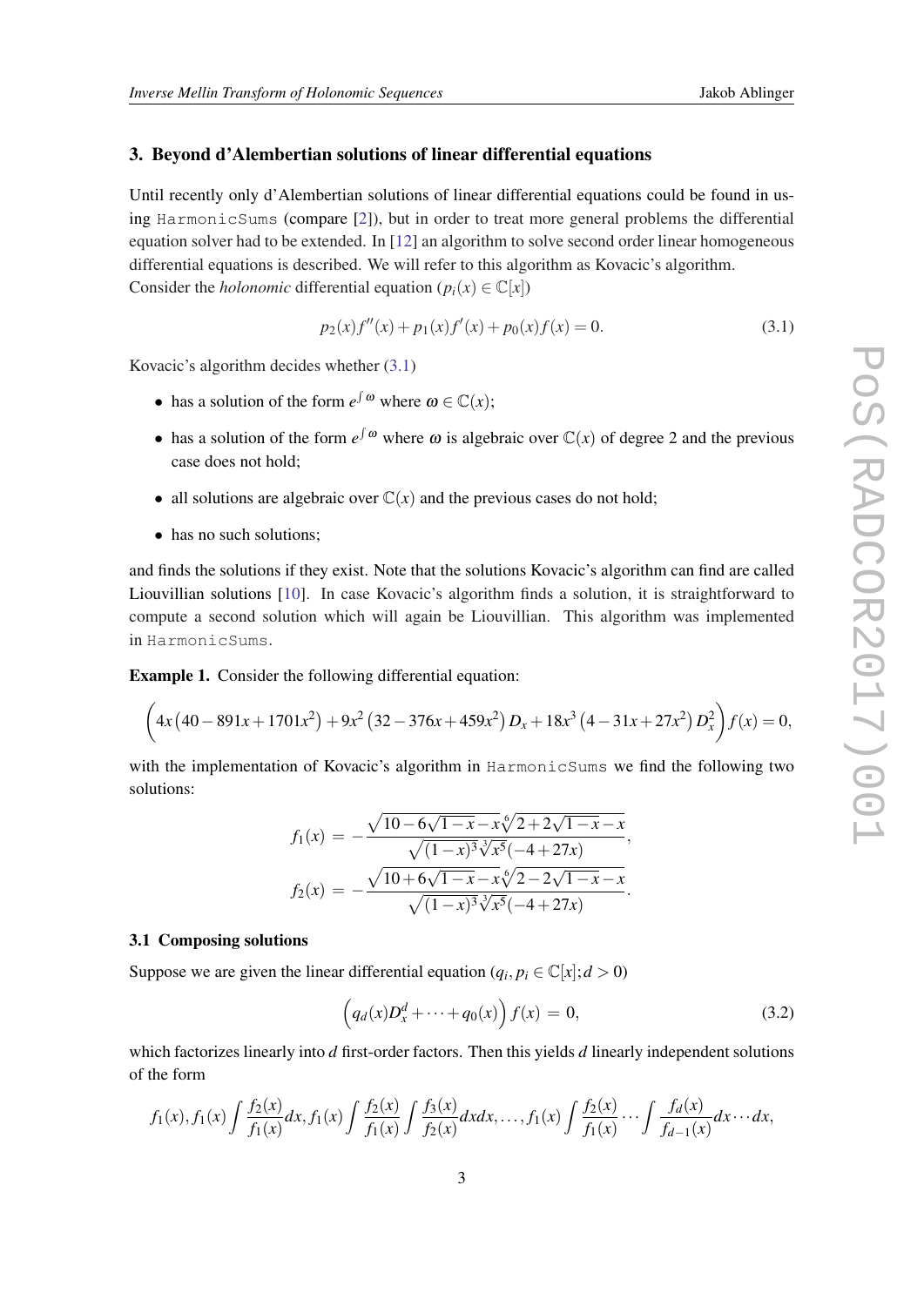## 3. Beyond d'Alembertian solutions of linear differential equations

Until recently only d'Alembertian solutions of linear differential equations could be found in using HarmonicSums (compare [2]), but in order to treat more general problems the differential equation solver had to be extended. In [12] an algorithm to solve second order linear homogeneous differential equations is described. We will refer to this algorithm as Kovacic's algorithm.
Consider the *holonomic* differential equation ($p_i(x) \in \mathbb{C}[x]$)

$$p_2(x)f''(x) + p_1(x)f'(x) + p_0(x)f(x) = 0. \tag{3.1}$$

Kovacic's algorithm decides whether (3.1)

- has a solution of the form $e^{\int \omega}$ where $\omega \in \mathbb{C}(x)$;
- has a solution of the form $e^{\int \omega}$ where $\omega$ is algebraic over $\mathbb{C}(x)$ of degree 2 and the previous case does not hold;
- all solutions are algebraic over $\mathbb{C}(x)$ and the previous cases do not hold;
- has no such solutions;

and finds the solutions if they exist. Note that the solutions Kovacic's algorithm can find are called Liouvillian solutions [10]. In case Kovacic's algorithm finds a solution, it is straightforward to compute a second solution which will again be Liouvillian. This algorithm was implemented in HarmonicSums.

**Example 1.** Consider the following differential equation:

$$\left(4x\left(40-891x+1701x^2\right)+9x^2\left(32-376x+459x^2\right)D_x+18x^3\left(4-31x+27x^2\right)D_x^2\right)f(x)=0,$$

with the implementation of Kovacic's algorithm in HarmonicSums we find the following two solutions:

$$f_1(x) = -\frac{\sqrt{10-6\sqrt{1-x}-x}\sqrt[6]{2+2\sqrt{1-x}-x}}{\sqrt{(1-x)^3}\sqrt[3]{x^5}(-4+27x)},$$
$$f_2(x) = -\frac{\sqrt{10+6\sqrt{1-x}-x}\sqrt[6]{2-2\sqrt{1-x}-x}}{\sqrt{(1-x)^3}\sqrt[3]{x^5}(-4+27x)}.$$

### 3.1 Composing solutions

Suppose we are given the linear differential equation ($q_i, p_i \in \mathbb{C}[x]; d > 0$)

$$\left(q_d(x)D_x^d + \cdots + q_0(x)\right)f(x) = 0, \tag{3.2}$$

which factorizes linearly into $d$ first-order factors. Then this yields $d$ linearly independent solutions of the form

$$f_1(x), f_1(x)\int\frac{f_2(x)}{f_1(x)}dx, f_1(x)\int\frac{f_2(x)}{f_1(x)}\int\frac{f_3(x)}{f_2(x)}dxdx, \ldots, f_1(x)\int\frac{f_2(x)}{f_1(x)}\cdots\int\frac{f_d(x)}{f_{d-1}(x)}dx\cdots dx,$$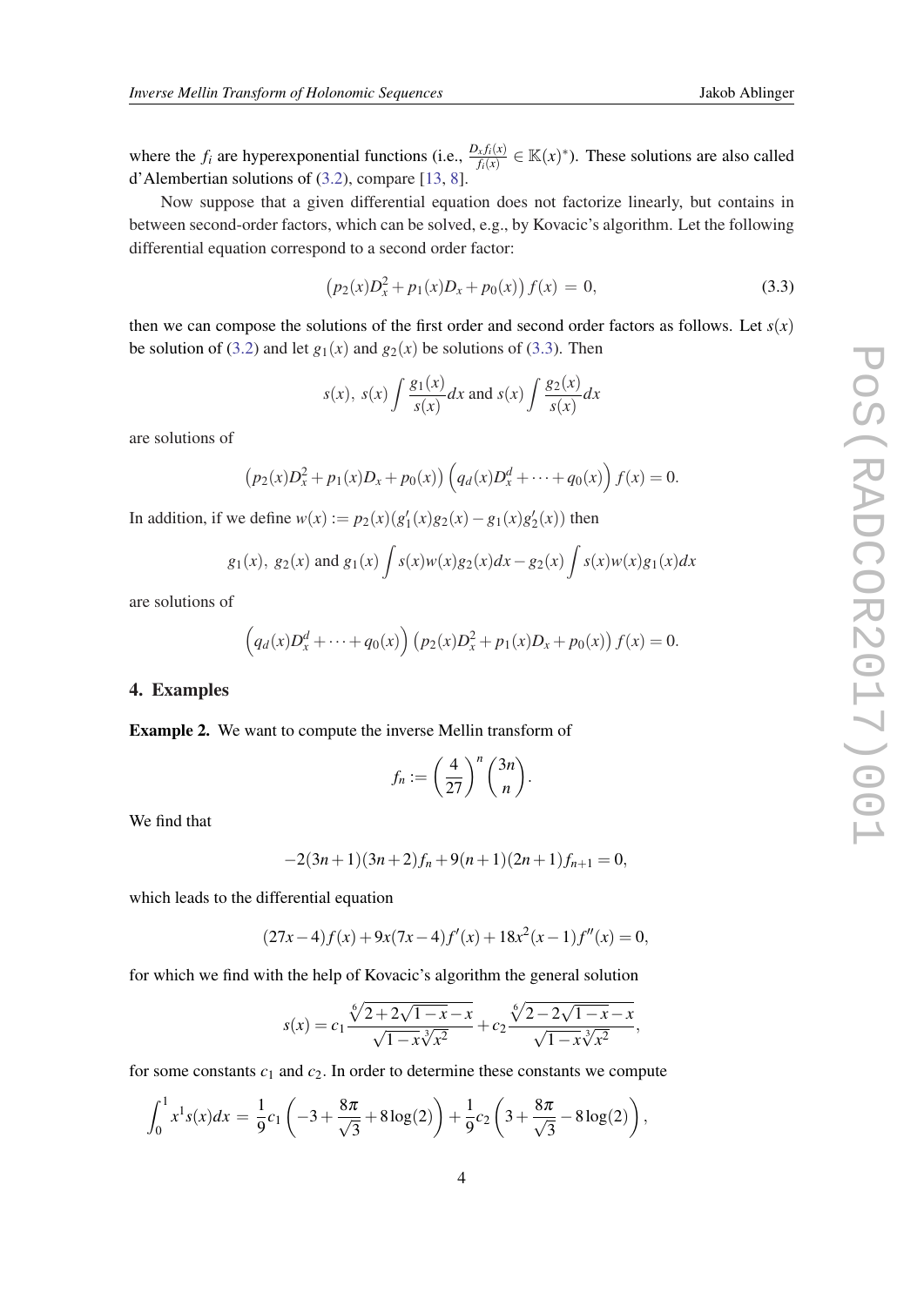where the $f_i$ are hyperexponential functions (i.e., $\frac{D_x f_i(x)}{f_i(x)} \in \mathbb{K}(x)^*$). These solutions are also called d'Alembertian solutions of (3.2), compare [13, 8].

Now suppose that a given differential equation does not factorize linearly, but contains in between second-order factors, which can be solved, e.g., by Kovacic's algorithm. Let the following differential equation correspond to a second order factor:

$$\left(p_2(x)D_x^2 + p_1(x)D_x + p_0(x)\right) f(x) \,=\, 0, \tag{3.3}$$

then we can compose the solutions of the first order and second order factors as follows. Let $s(x)$ be solution of (3.2) and let $g_1(x)$ and $g_2(x)$ be solutions of (3.3). Then

$$s(x),\ s(x)\int \frac{g_1(x)}{s(x)}dx \text{ and } s(x)\int \frac{g_2(x)}{s(x)}dx$$

are solutions of

$$\left(p_2(x)D_x^2 + p_1(x)D_x + p_0(x)\right)\left(q_d(x)D_x^d + \cdots + q_0(x)\right) f(x) = 0.$$

In addition, if we define $w(x) := p_2(x)(g_1'(x)g_2(x) - g_1(x)g_2'(x))$ then

$$g_1(x),\ g_2(x) \text{ and } g_1(x)\int s(x)w(x)g_2(x)dx - g_2(x)\int s(x)w(x)g_1(x)dx$$

are solutions of

$$\left(q_d(x)D_x^d + \cdots + q_0(x)\right)\left(p_2(x)D_x^2 + p_1(x)D_x + p_0(x)\right) f(x) = 0.$$

## 4. Examples

**Example 2.** We want to compute the inverse Mellin transform of

$$f_n := \left(\frac{4}{27}\right)^n \binom{3n}{n}.$$

We find that

$$-2(3n+1)(3n+2)f_n + 9(n+1)(2n+1)f_{n+1} = 0,$$

which leads to the differential equation

$$(27x-4)f(x) + 9x(7x-4)f'(x) + 18x^2(x-1)f''(x) = 0,$$

for which we find with the help of Kovacic's algorithm the general solution

$$s(x) = c_1\frac{\sqrt[6]{2+2\sqrt{1-x}-x}}{\sqrt{1-x}\sqrt[3]{x^2}} + c_2\frac{\sqrt[6]{2-2\sqrt{1-x}-x}}{\sqrt{1-x}\sqrt[3]{x^2}},$$

for some constants $c_1$ and $c_2$. In order to determine these constants we compute

$$\int_0^1 x^1 s(x)dx \,=\, \frac{1}{9}c_1\left(-3+\frac{8\pi}{\sqrt{3}}+8\log(2)\right) + \frac{1}{9}c_2\left(3+\frac{8\pi}{\sqrt{3}}-8\log(2)\right),$$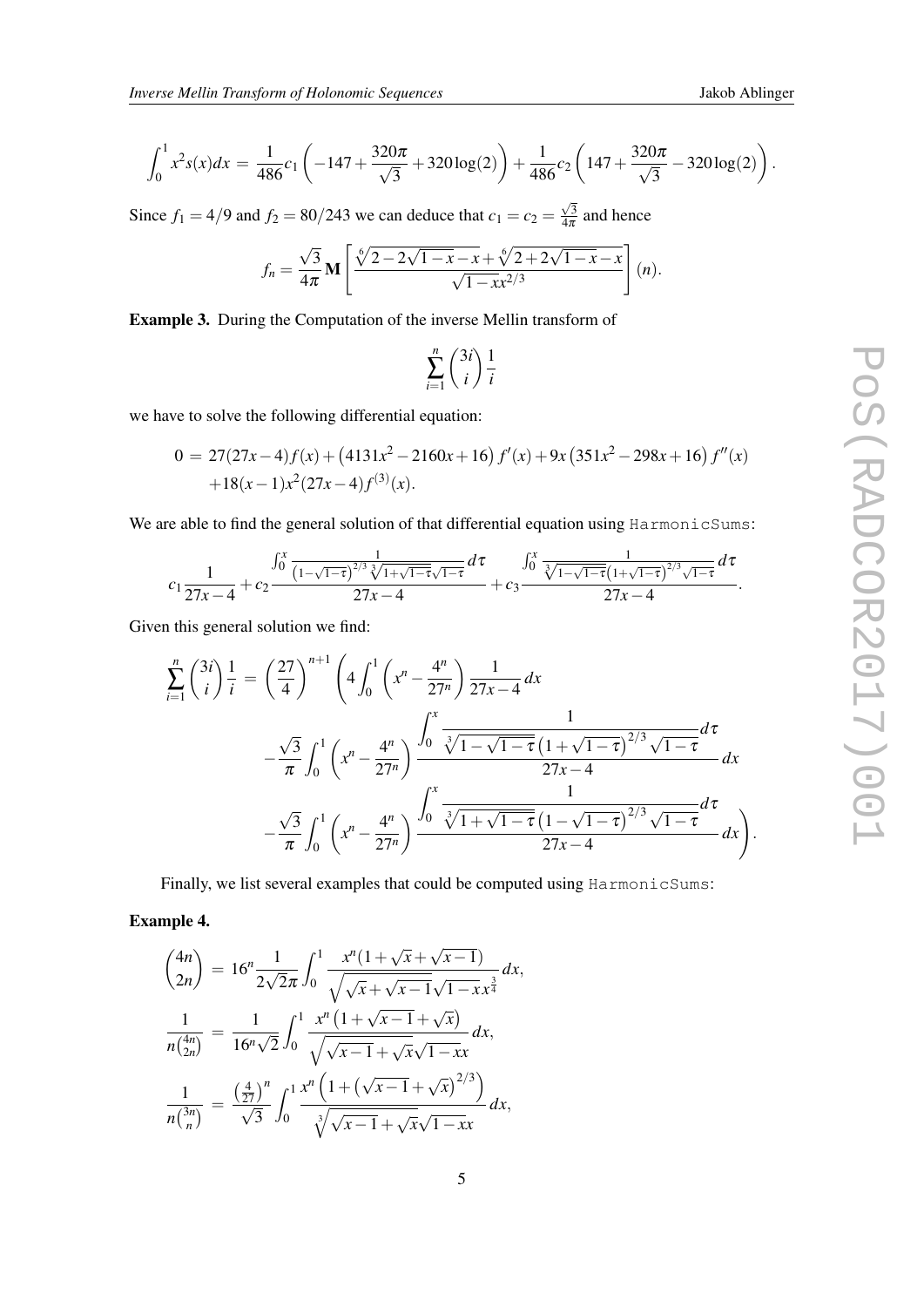$$\int_0^1 x^2 s(x)dx = \frac{1}{486}c_1\left(-147+\frac{320\pi}{\sqrt{3}}+320\log(2)\right)+\frac{1}{486}c_2\left(147+\frac{320\pi}{\sqrt{3}}-320\log(2)\right).$$

Since $f_1 = 4/9$ and $f_2 = 80/243$ we can deduce that $c_1 = c_2 = \frac{\sqrt{3}}{4\pi}$ and hence

$$f_n = \frac{\sqrt{3}}{4\pi}\mathbf{M}\left[\frac{\sqrt[6]{2-2\sqrt{1-x}-x}+\sqrt[6]{2+2\sqrt{1-x}-x}}{\sqrt{1-x}x^{2/3}}\right](n).$$

**Example 3.** During the Computation of the inverse Mellin transform of

$$\sum_{i=1}^{n}\binom{3i}{i}\frac{1}{i}$$

we have to solve the following differential equation:

$$\begin{aligned}0 =\ & 27(27x-4)f(x)+\left(4131x^2-2160x+16\right)f'(x)+9x\left(351x^2-298x+16\right)f''(x)\\&+18(x-1)x^2(27x-4)f^{(3)}(x).\end{aligned}$$

We are able to find the general solution of that differential equation using HarmonicSums:

$$c_1\frac{1}{27x-4}+c_2\frac{\int_0^x\frac{1}{\left(1-\sqrt{1-\tau}\right)^{2/3}\sqrt[3]{1+\sqrt{1-\tau}}\sqrt{1-\tau}}d\tau}{27x-4}+c_3\frac{\int_0^x\frac{1}{\sqrt[3]{1-\sqrt{1-\tau}}\left(1+\sqrt{1-\tau}\right)^{2/3}\sqrt{1-\tau}}d\tau}{27x-4}.$$

Given this general solution we find:

$$\begin{aligned}\sum_{i=1}^{n}\binom{3i}{i}\frac{1}{i} =\ & \left(\frac{27}{4}\right)^{n+1}\left(4\int_0^1\left(x^n-\frac{4^n}{27^n}\right)\frac{1}{27x-4}dx\right.\\&-\frac{\sqrt{3}}{\pi}\int_0^1\left(x^n-\frac{4^n}{27^n}\right)\frac{\displaystyle\int_0^x\frac{1}{\sqrt[3]{1-\sqrt{1-\tau}}\left(1+\sqrt{1-\tau}\right)^{2/3}\sqrt{1-\tau}}d\tau}{27x-4}dx\\&\left.-\frac{\sqrt{3}}{\pi}\int_0^1\left(x^n-\frac{4^n}{27^n}\right)\frac{\displaystyle\int_0^x\frac{1}{\sqrt[3]{1+\sqrt{1-\tau}}\left(1-\sqrt{1-\tau}\right)^{2/3}\sqrt{1-\tau}}d\tau}{27x-4}dx\right).\end{aligned}$$

Finally, we list several examples that could be computed using HarmonicSums:

**Example 4.**

$$\begin{aligned}\binom{4n}{2n} &= 16^n\frac{1}{2\sqrt{2}\pi}\int_0^1\frac{x^n(1+\sqrt{x}+\sqrt{x-1})}{\sqrt{\sqrt{x}+\sqrt{x-1}}\sqrt{1-x}x^{\frac{3}{4}}}dx,\\ \frac{1}{n\binom{4n}{2n}} &= \frac{1}{16^n\sqrt{2}}\int_0^1\frac{x^n\left(1+\sqrt{x-1}+\sqrt{x}\right)}{\sqrt{\sqrt{x-1}+\sqrt{x}}\sqrt{1-x}x}dx,\\ \frac{1}{n\binom{3n}{n}} &= \frac{\left(\frac{4}{27}\right)^n}{\sqrt{3}}\int_0^1\frac{x^n\left(1+\left(\sqrt{x-1}+\sqrt{x}\right)^{2/3}\right)}{\sqrt[3]{\sqrt{x-1}+\sqrt{x}}\sqrt{1-x}x}dx,\end{aligned}$$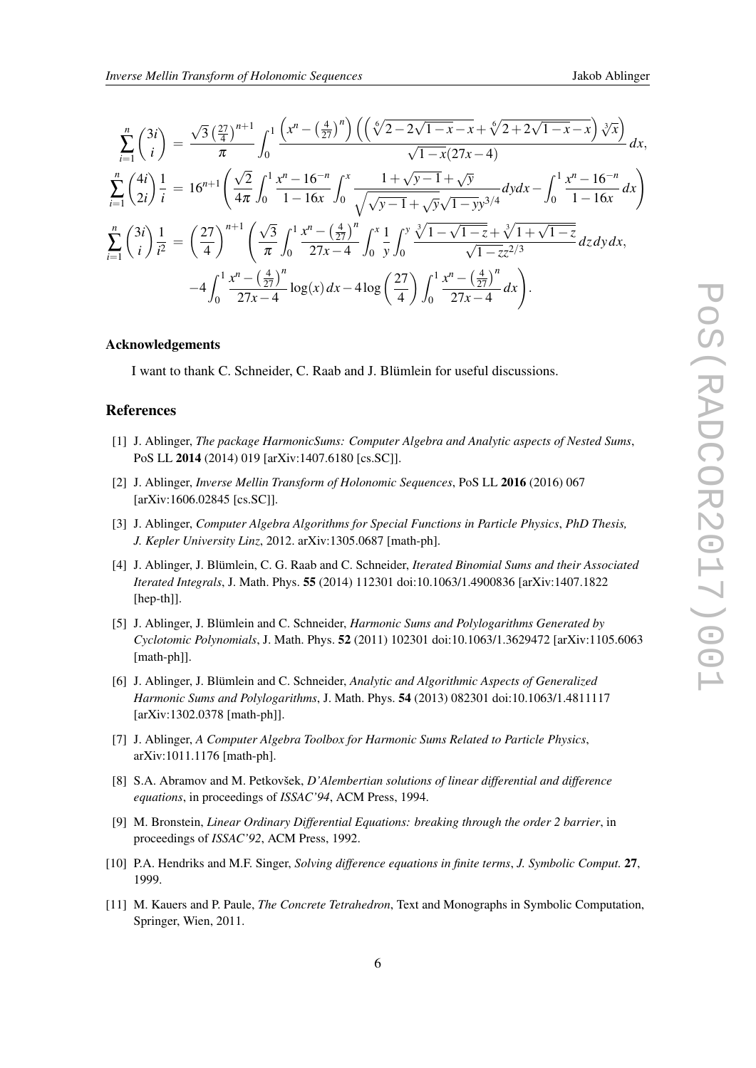$$\sum_{i=1}^{n} \binom{3i}{i} = \frac{\sqrt{3}\left(\frac{27}{4}\right)^{n+1}}{\pi} \int_0^1 \frac{\left(x^n - \left(\frac{4}{27}\right)^n\right)\left(\left(\sqrt[6]{2-2\sqrt{1-x}-x}+\sqrt[6]{2+2\sqrt{1-x}-x}\right)\sqrt[3]{x}\right)}{\sqrt{1-x}(27x-4)}\, dx,$$

$$\sum_{i=1}^{n} \binom{4i}{2i}\frac{1}{i} = 16^{n+1}\left(\frac{\sqrt{2}}{4\pi}\int_0^1 \frac{x^n-16^{-n}}{1-16x}\int_0^x \frac{1+\sqrt{y-1}+\sqrt{y}}{\sqrt{\sqrt{y-1}+\sqrt{y}}\sqrt{1-y}y^{3/4}}dy dx - \int_0^1 \frac{x^n-16^{-n}}{1-16x}\, dx\right)$$

$$\begin{aligned}\sum_{i=1}^{n} \binom{3i}{i}\frac{1}{i^2} = \left(\frac{27}{4}\right)^{n+1}\Bigg(&\frac{\sqrt{3}}{\pi}\int_0^1 \frac{x^n-\left(\frac{4}{27}\right)^n}{27x-4}\int_0^x \frac{1}{y}\int_0^y \frac{\sqrt[3]{1-\sqrt{1-z}}+\sqrt[3]{1+\sqrt{1-z}}}{\sqrt{1-z}z^{2/3}}\, dz\, dy\, dx,\\ &-4\int_0^1 \frac{x^n-\left(\frac{4}{27}\right)^n}{27x-4}\log(x)\, dx - 4\log\left(\frac{27}{4}\right)\int_0^1 \frac{x^n-\left(\frac{4}{27}\right)^n}{27x-4}\, dx\Bigg).\end{aligned}$$

#### Acknowledgements

I want to thank C. Schneider, C. Raab and J. Blümlein for useful discussions.

## References

[1] J. Ablinger, *The package HarmonicSums: Computer Algebra and Analytic aspects of Nested Sums*, PoS LL **2014** (2014) 019 [arXiv:1407.6180 [cs.SC]].

[2] J. Ablinger, *Inverse Mellin Transform of Holonomic Sequences*, PoS LL **2016** (2016) 067 [arXiv:1606.02845 [cs.SC]].

[3] J. Ablinger, *Computer Algebra Algorithms for Special Functions in Particle Physics*, *PhD Thesis, J. Kepler University Linz*, 2012. arXiv:1305.0687 [math-ph].

[4] J. Ablinger, J. Blümlein, C. G. Raab and C. Schneider, *Iterated Binomial Sums and their Associated Iterated Integrals*, J. Math. Phys. **55** (2014) 112301 doi:10.1063/1.4900836 [arXiv:1407.1822 [hep-th]].

[5] J. Ablinger, J. Blümlein and C. Schneider, *Harmonic Sums and Polylogarithms Generated by Cyclotomic Polynomials*, J. Math. Phys. **52** (2011) 102301 doi:10.1063/1.3629472 [arXiv:1105.6063 [math-ph]].

[6] J. Ablinger, J. Blümlein and C. Schneider, *Analytic and Algorithmic Aspects of Generalized Harmonic Sums and Polylogarithms*, J. Math. Phys. **54** (2013) 082301 doi:10.1063/1.4811117 [arXiv:1302.0378 [math-ph]].

[7] J. Ablinger, *A Computer Algebra Toolbox for Harmonic Sums Related to Particle Physics*, arXiv:1011.1176 [math-ph].

[8] S.A. Abramov and M. Petkovšek, *D'Alembertian solutions of linear differential and difference equations*, in proceedings of *ISSAC'94*, ACM Press, 1994.

[9] M. Bronstein, *Linear Ordinary Differential Equations: breaking through the order 2 barrier*, in proceedings of *ISSAC'92*, ACM Press, 1992.

[10] P.A. Hendriks and M.F. Singer, *Solving difference equations in finite terms*, *J. Symbolic Comput.* **27**, 1999.

[11] M. Kauers and P. Paule, *The Concrete Tetrahedron*, Text and Monographs in Symbolic Computation, Springer, Wien, 2011.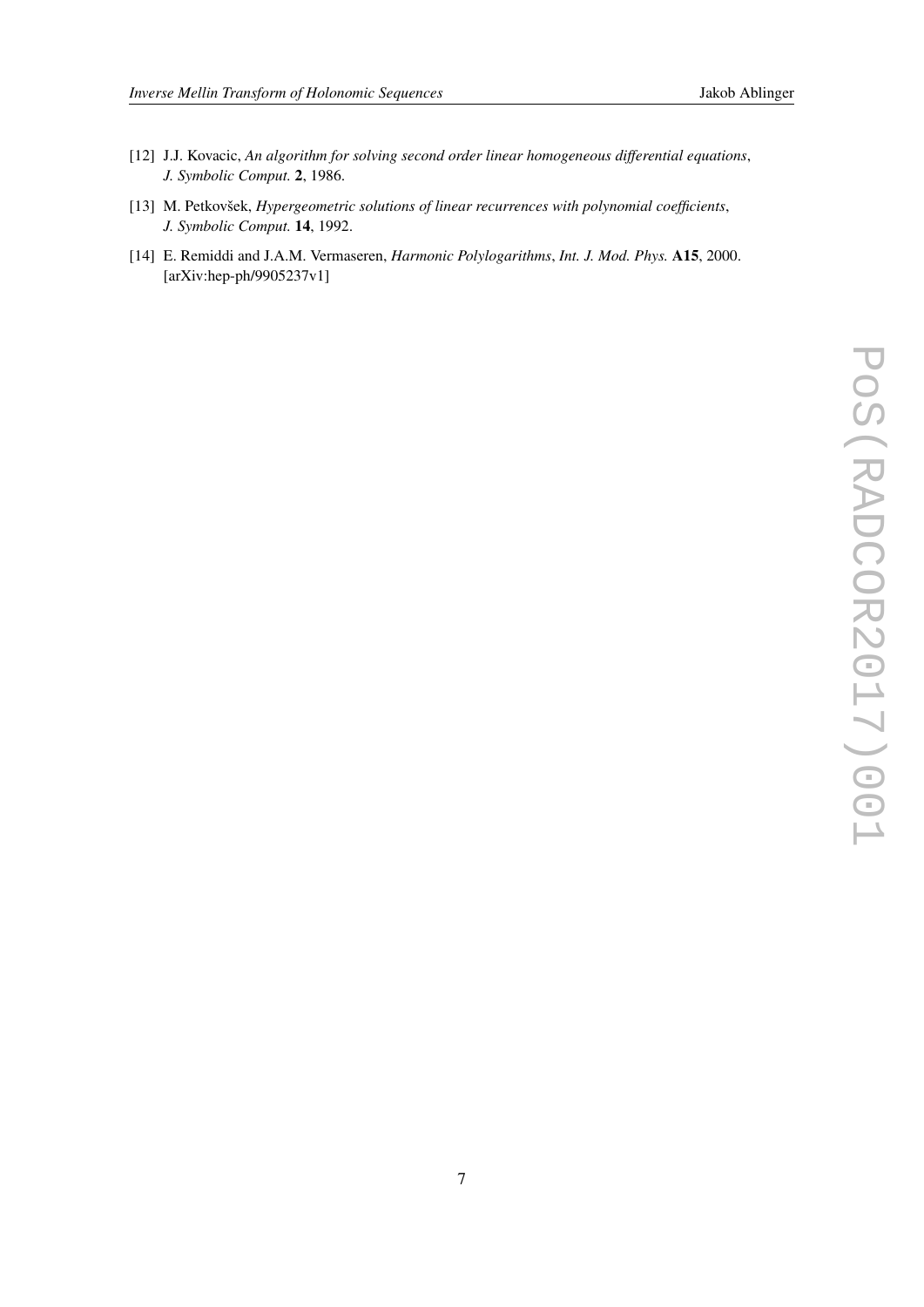[12] J.J. Kovacic, *An algorithm for solving second order linear homogeneous differential equations*, *J. Symbolic Comput.* **2**, 1986.

[13] M. Petkovšek, *Hypergeometric solutions of linear recurrences with polynomial coefficients*, *J. Symbolic Comput.* **14**, 1992.

[14] E. Remiddi and J.A.M. Vermaseren, *Harmonic Polylogarithms*, *Int. J. Mod. Phys.* **A15**, 2000. [arXiv:hep-ph/9905237v1]